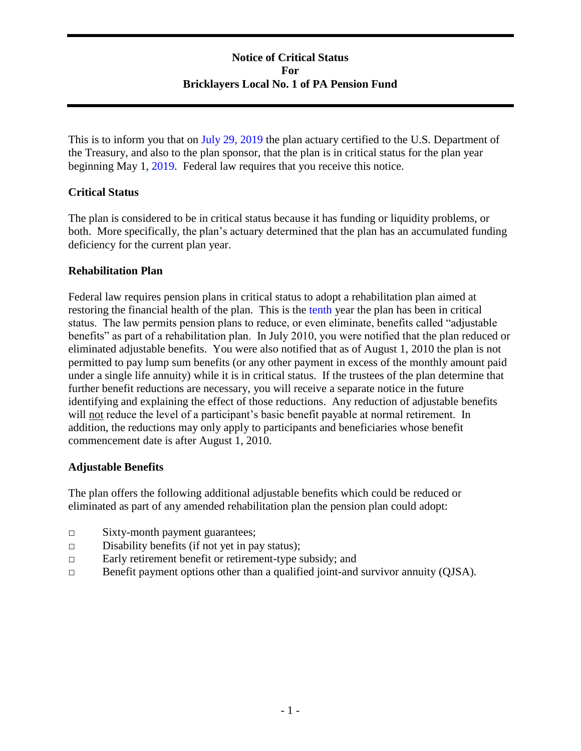# Notice of Critical Status For Bricklayers Local No. 1 of PA Pension Fund

This is to inform you that on July 29, 2019 the plan actuary certified to the U.S. Department of the Treasury, and also to the plan sponsor, that the plan is in critical status for the plan year beginning May 1, 2019. Federal law requires that you receive this notice.

## Critical Status

The plan is considered to be in critical status because it has funding or liquidity problems, or both. More specifically, the plan's actuary determined that the plan has an accumulated funding deficiency for the current plan year.

## Rehabilitation Plan

Federal law requires pension plans in critical status to adopt a rehabilitation plan aimed at restoring the financial health of the plan. This is the tenth year the plan has been in critical status. The law permits pension plans to reduce, or even eliminate, benefits called "adjustable benefits" as part of a rehabilitation plan. In July 2010, you were notified that the plan reduced or eliminated adjustable benefits. You were also notified that as of August 1, 2010 the plan is not permitted to pay lump sum benefits (or any other payment in excess of the monthly amount paid under a single life annuity) while it is in critical status. If the trustees of the plan determine that further benefit reductions are necessary, you will receive a separate notice in the future identifying and explaining the effect of those reductions. Any reduction of adjustable benefits will <u>not</u> reduce the level of a participant's basic benefit payable at normal retirement. In addition, the reductions may only apply to participants and beneficiaries whose benefit commencement date is after August 1, 2010.

## Adjustable Benefits

The plan offers the following additional adjustable benefits which could be reduced or eliminated as part of any amended rehabilitation plan the pension plan could adopt:

- Sixty-month payment guarantees;
- Disability benefits (if not yet in pay status);
- Early retirement benefit or retirement-type subsidy; and
- Benefit payment options other than a qualified joint-and survivor annuity (QJSA).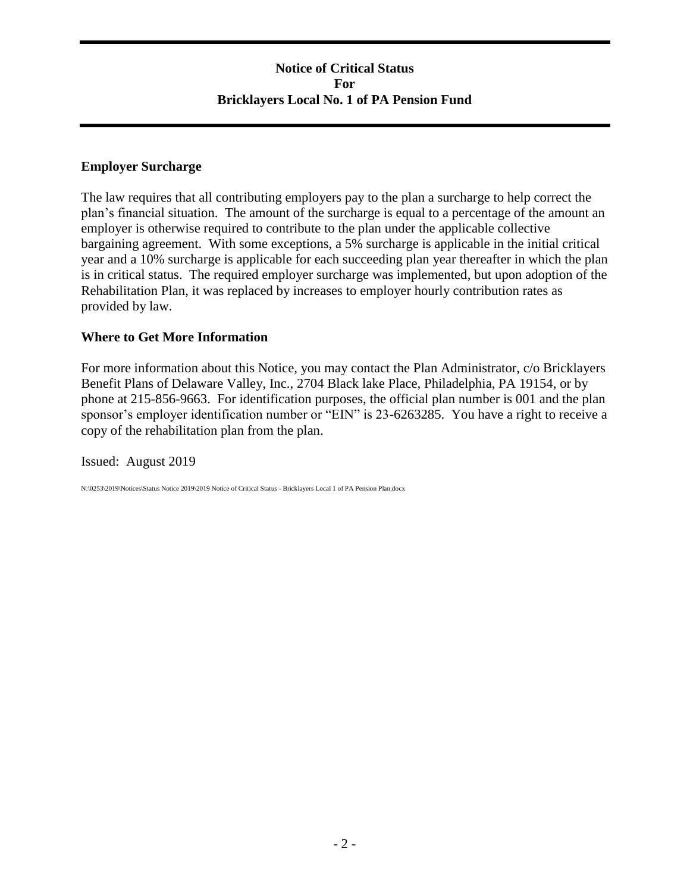# Notice of Critical Status For Bricklayers Local No. 1 of PA Pension Fund

## Employer Surcharge

The law requires that all contributing employers pay to the plan a surcharge to help correct the plan's financial situation. The amount of the surcharge is equal to a percentage of the amount an employer is otherwise required to contribute to the plan under the applicable collective bargaining agreement. With some exceptions, a 5% surcharge is applicable in the initial critical year and a 10% surcharge is applicable for each succeeding plan year thereafter in which the plan is in critical status. The required employer surcharge was implemented, but upon adoption of the Rehabilitation Plan, it was replaced by increases to employer hourly contribution rates as provided by law.

## Where to Get More Information

For more information about this Notice, you may contact the Plan Administrator, c/o Bricklayers Benefit Plans of Delaware Valley, Inc., 2704 Black lake Place, Philadelphia, PA 19154, or by phone at 215-856-9663. For identification purposes, the official plan number is 001 and the plan sponsor's employer identification number or "EIN" is 23-6263285. You have a right to receive a copy of the rehabilitation plan from the plan.

Issued: August 2019

N:\0253\2019\Notices\Status Notice 2019\2019 Notice of Critical Status - Bricklayers Local 1 of PA Pension Plan.docx